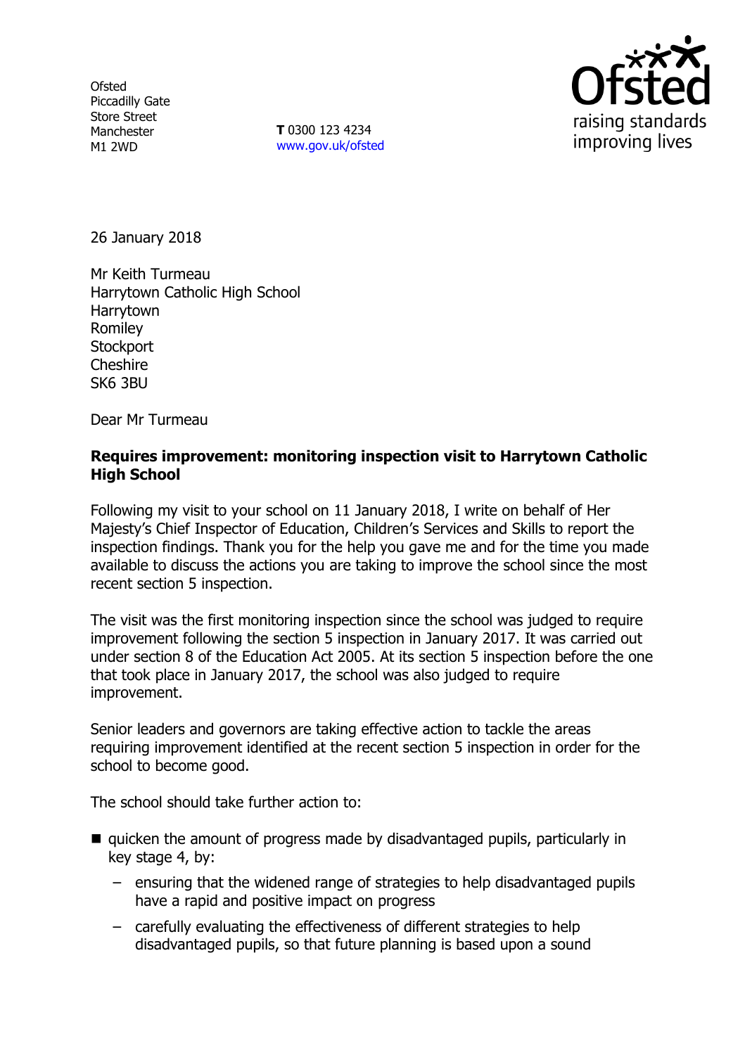Ofsted
Piccadilly Gate
Store Street
Manchester
M1 2WD

**T** 0300 123 4234
www.gov.uk/ofsted

26 January 2018

Mr Keith Turmeau
Harrytown Catholic High School
Harrytown
Romiley
Stockport
Cheshire
SK6 3BU

Dear Mr Turmeau

**Requires improvement: monitoring inspection visit to Harrytown Catholic High School**

Following my visit to your school on 11 January 2018, I write on behalf of Her Majesty's Chief Inspector of Education, Children's Services and Skills to report the inspection findings. Thank you for the help you gave me and for the time you made available to discuss the actions you are taking to improve the school since the most recent section 5 inspection.

The visit was the first monitoring inspection since the school was judged to require improvement following the section 5 inspection in January 2017. It was carried out under section 8 of the Education Act 2005. At its section 5 inspection before the one that took place in January 2017, the school was also judged to require improvement.

Senior leaders and governors are taking effective action to tackle the areas requiring improvement identified at the recent section 5 inspection in order for the school to become good.

The school should take further action to:

- quicken the amount of progress made by disadvantaged pupils, particularly in key stage 4, by:
  - ensuring that the widened range of strategies to help disadvantaged pupils have a rapid and positive impact on progress
  - carefully evaluating the effectiveness of different strategies to help disadvantaged pupils, so that future planning is based upon a sound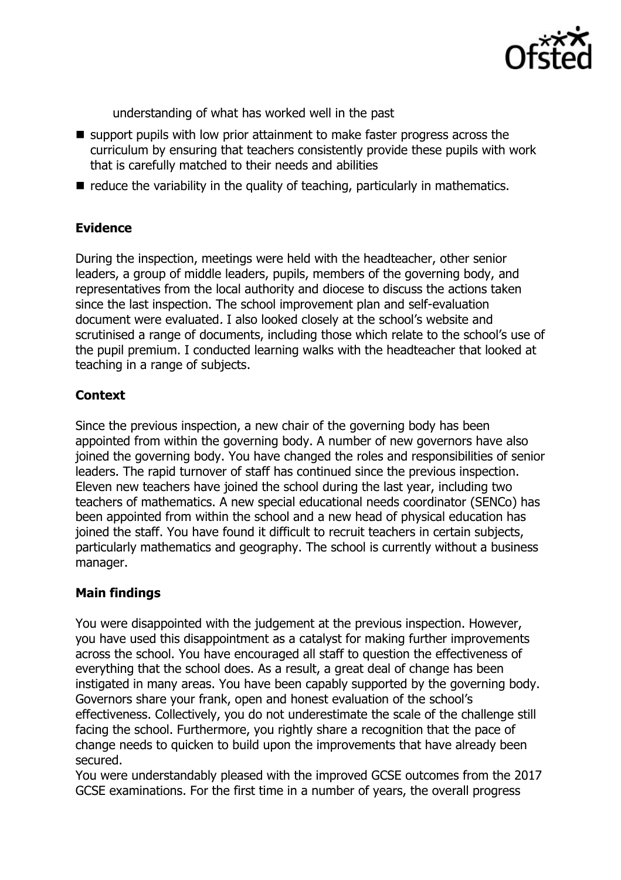understanding of what has worked well in the past

- support pupils with low prior attainment to make faster progress across the curriculum by ensuring that teachers consistently provide these pupils with work that is carefully matched to their needs and abilities
- reduce the variability in the quality of teaching, particularly in mathematics.

## Evidence

During the inspection, meetings were held with the headteacher, other senior leaders, a group of middle leaders, pupils, members of the governing body, and representatives from the local authority and diocese to discuss the actions taken since the last inspection. The school improvement plan and self-evaluation document were evaluated. I also looked closely at the school's website and scrutinised a range of documents, including those which relate to the school's use of the pupil premium. I conducted learning walks with the headteacher that looked at teaching in a range of subjects.

## Context

Since the previous inspection, a new chair of the governing body has been appointed from within the governing body. A number of new governors have also joined the governing body. You have changed the roles and responsibilities of senior leaders. The rapid turnover of staff has continued since the previous inspection. Eleven new teachers have joined the school during the last year, including two teachers of mathematics. A new special educational needs coordinator (SENCo) has been appointed from within the school and a new head of physical education has joined the staff. You have found it difficult to recruit teachers in certain subjects, particularly mathematics and geography. The school is currently without a business manager.

## Main findings

You were disappointed with the judgement at the previous inspection. However, you have used this disappointment as a catalyst for making further improvements across the school. You have encouraged all staff to question the effectiveness of everything that the school does. As a result, a great deal of change has been instigated in many areas. You have been capably supported by the governing body. Governors share your frank, open and honest evaluation of the school's effectiveness. Collectively, you do not underestimate the scale of the challenge still facing the school. Furthermore, you rightly share a recognition that the pace of change needs to quicken to build upon the improvements that have already been secured.

You were understandably pleased with the improved GCSE outcomes from the 2017 GCSE examinations. For the first time in a number of years, the overall progress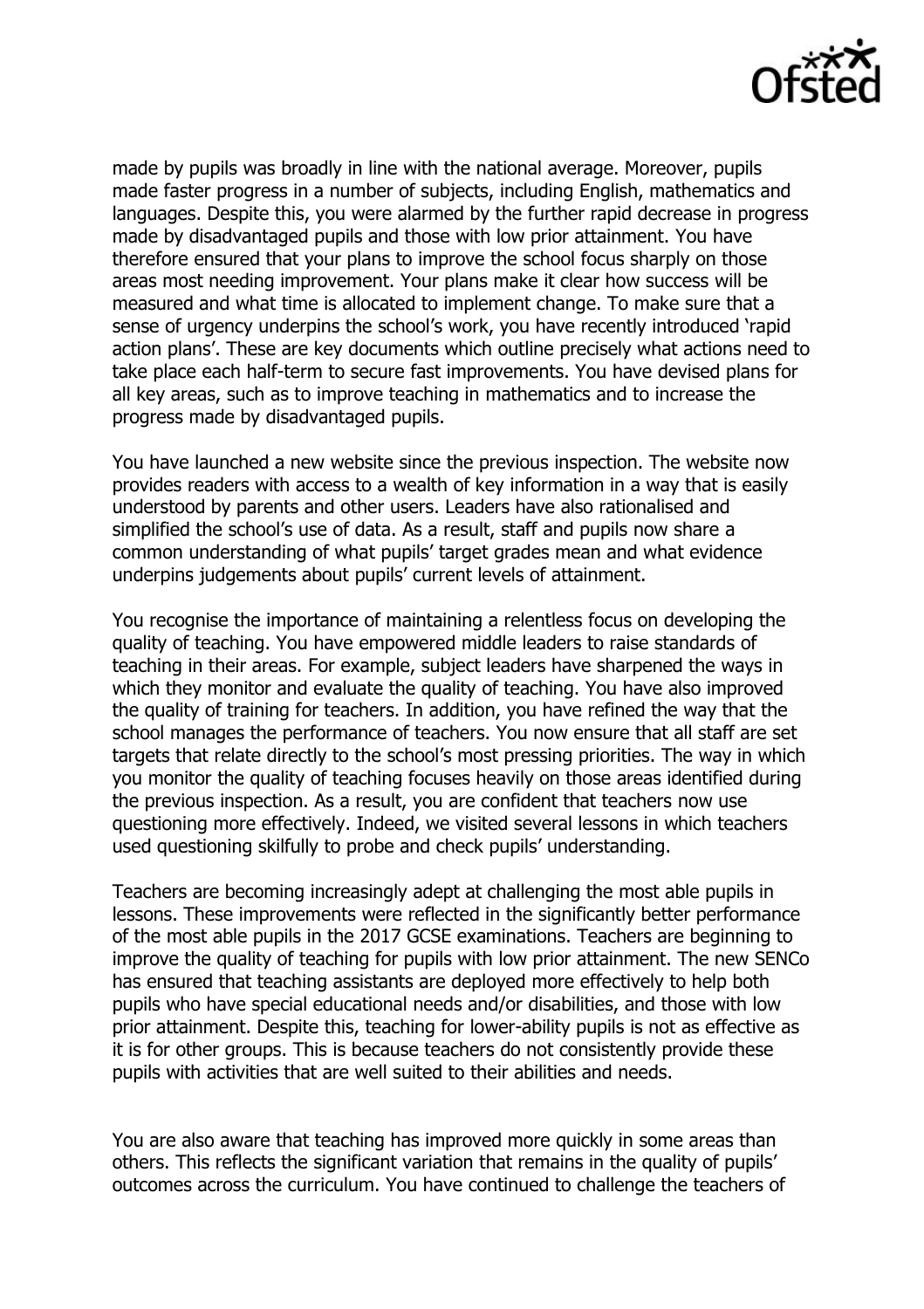made by pupils was broadly in line with the national average. Moreover, pupils made faster progress in a number of subjects, including English, mathematics and languages. Despite this, you were alarmed by the further rapid decrease in progress made by disadvantaged pupils and those with low prior attainment. You have therefore ensured that your plans to improve the school focus sharply on those areas most needing improvement. Your plans make it clear how success will be measured and what time is allocated to implement change. To make sure that a sense of urgency underpins the school's work, you have recently introduced 'rapid action plans'. These are key documents which outline precisely what actions need to take place each half-term to secure fast improvements. You have devised plans for all key areas, such as to improve teaching in mathematics and to increase the progress made by disadvantaged pupils.

You have launched a new website since the previous inspection. The website now provides readers with access to a wealth of key information in a way that is easily understood by parents and other users. Leaders have also rationalised and simplified the school's use of data. As a result, staff and pupils now share a common understanding of what pupils' target grades mean and what evidence underpins judgements about pupils' current levels of attainment.

You recognise the importance of maintaining a relentless focus on developing the quality of teaching. You have empowered middle leaders to raise standards of teaching in their areas. For example, subject leaders have sharpened the ways in which they monitor and evaluate the quality of teaching. You have also improved the quality of training for teachers. In addition, you have refined the way that the school manages the performance of teachers. You now ensure that all staff are set targets that relate directly to the school's most pressing priorities. The way in which you monitor the quality of teaching focuses heavily on those areas identified during the previous inspection. As a result, you are confident that teachers now use questioning more effectively. Indeed, we visited several lessons in which teachers used questioning skilfully to probe and check pupils' understanding.

Teachers are becoming increasingly adept at challenging the most able pupils in lessons. These improvements were reflected in the significantly better performance of the most able pupils in the 2017 GCSE examinations. Teachers are beginning to improve the quality of teaching for pupils with low prior attainment. The new SENCo has ensured that teaching assistants are deployed more effectively to help both pupils who have special educational needs and/or disabilities, and those with low prior attainment. Despite this, teaching for lower-ability pupils is not as effective as it is for other groups. This is because teachers do not consistently provide these pupils with activities that are well suited to their abilities and needs.

You are also aware that teaching has improved more quickly in some areas than others. This reflects the significant variation that remains in the quality of pupils' outcomes across the curriculum. You have continued to challenge the teachers of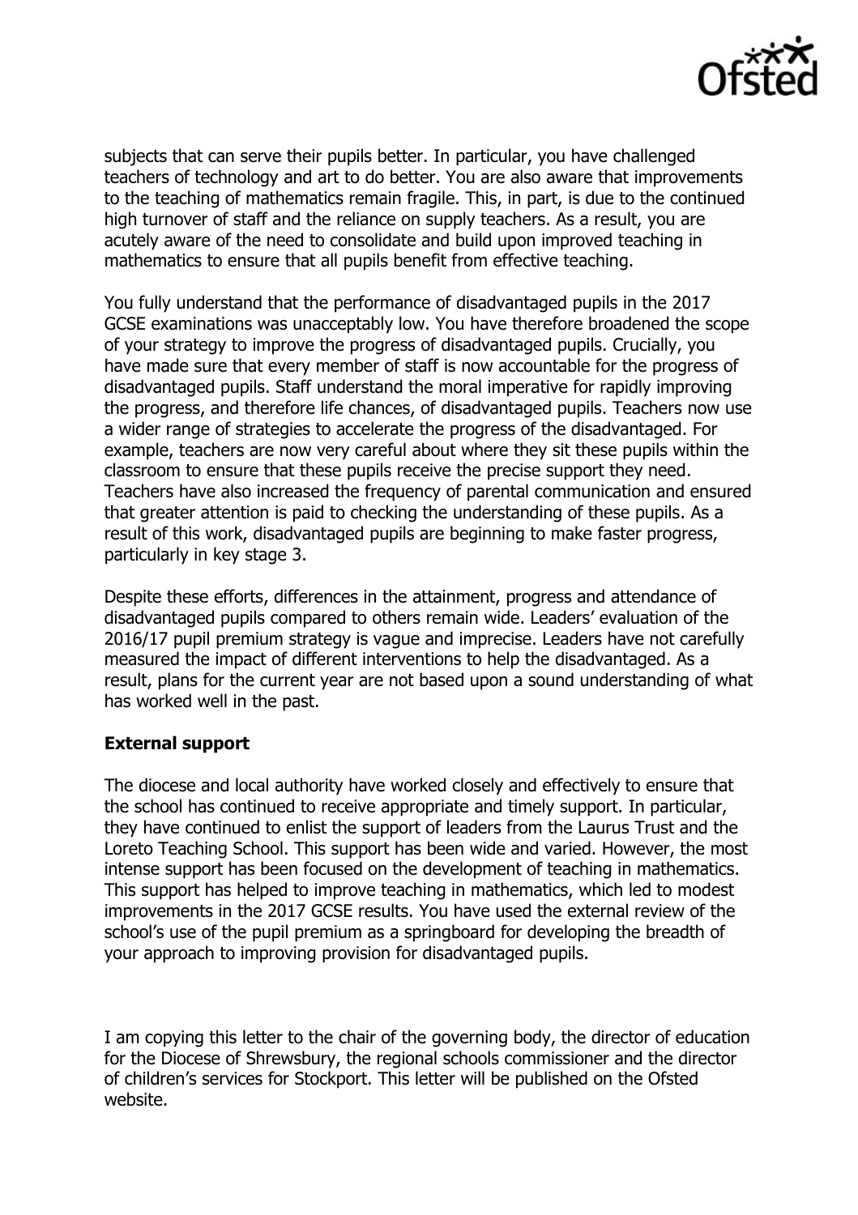subjects that can serve their pupils better. In particular, you have challenged teachers of technology and art to do better. You are also aware that improvements to the teaching of mathematics remain fragile. This, in part, is due to the continued high turnover of staff and the reliance on supply teachers. As a result, you are acutely aware of the need to consolidate and build upon improved teaching in mathematics to ensure that all pupils benefit from effective teaching.

You fully understand that the performance of disadvantaged pupils in the 2017 GCSE examinations was unacceptably low. You have therefore broadened the scope of your strategy to improve the progress of disadvantaged pupils. Crucially, you have made sure that every member of staff is now accountable for the progress of disadvantaged pupils. Staff understand the moral imperative for rapidly improving the progress, and therefore life chances, of disadvantaged pupils. Teachers now use a wider range of strategies to accelerate the progress of the disadvantaged. For example, teachers are now very careful about where they sit these pupils within the classroom to ensure that these pupils receive the precise support they need. Teachers have also increased the frequency of parental communication and ensured that greater attention is paid to checking the understanding of these pupils. As a result of this work, disadvantaged pupils are beginning to make faster progress, particularly in key stage 3.

Despite these efforts, differences in the attainment, progress and attendance of disadvantaged pupils compared to others remain wide. Leaders' evaluation of the 2016/17 pupil premium strategy is vague and imprecise. Leaders have not carefully measured the impact of different interventions to help the disadvantaged. As a result, plans for the current year are not based upon a sound understanding of what has worked well in the past.

**External support**

The diocese and local authority have worked closely and effectively to ensure that the school has continued to receive appropriate and timely support. In particular, they have continued to enlist the support of leaders from the Laurus Trust and the Loreto Teaching School. This support has been wide and varied. However, the most intense support has been focused on the development of teaching in mathematics. This support has helped to improve teaching in mathematics, which led to modest improvements in the 2017 GCSE results. You have used the external review of the school's use of the pupil premium as a springboard for developing the breadth of your approach to improving provision for disadvantaged pupils.

I am copying this letter to the chair of the governing body, the director of education for the Diocese of Shrewsbury, the regional schools commissioner and the director of children's services for Stockport. This letter will be published on the Ofsted website.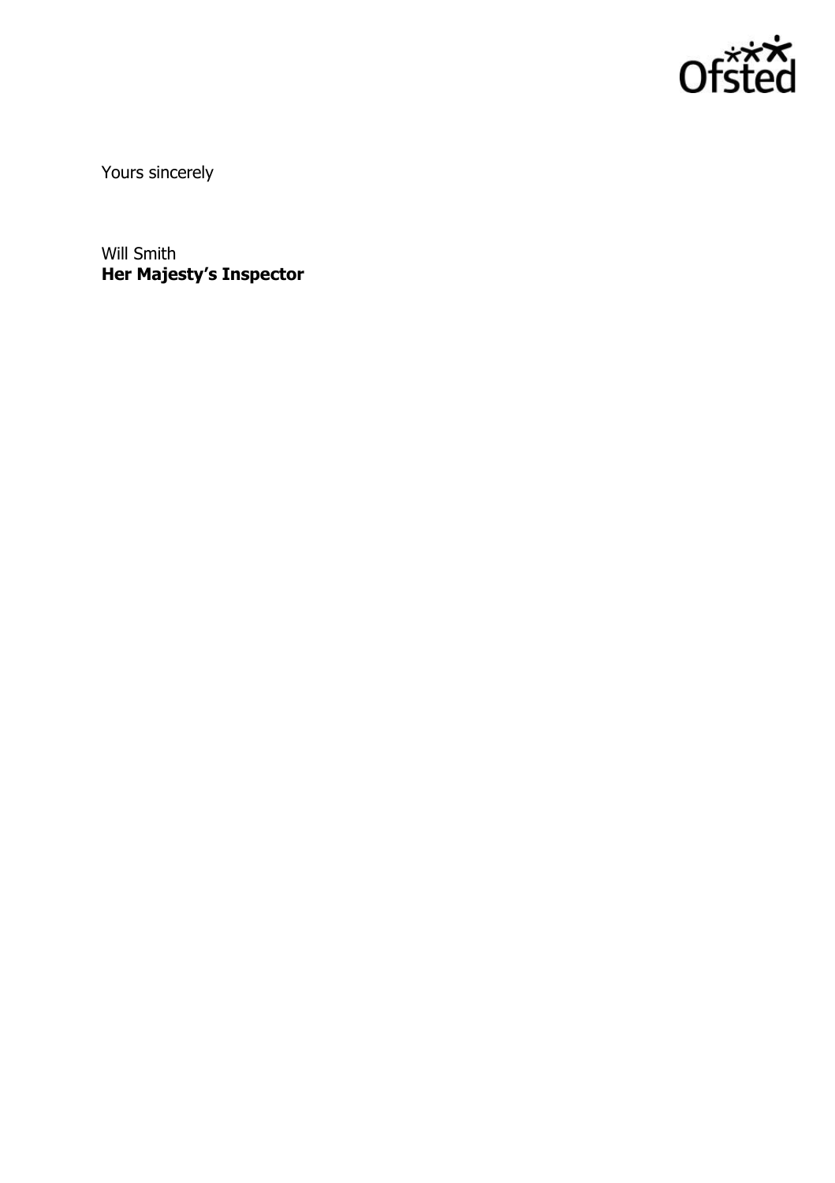Yours sincerely

Will Smith
**Her Majesty's Inspector**